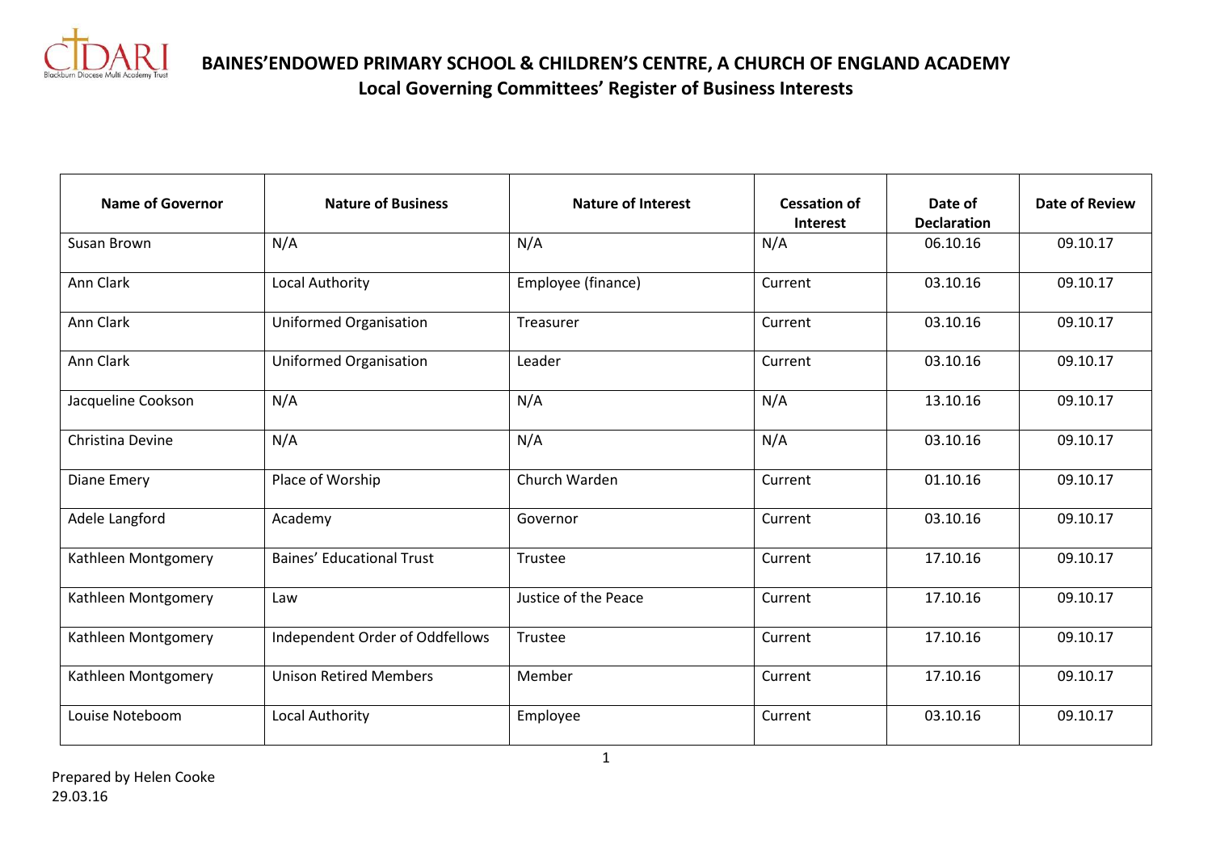# BAINES'ENDOWED PRIMARY SCHOOL & CHILDREN'S CENTRE, A CHURCH OF ENGLAND ACADEMY

## Local Governing Committees' Register of Business Interests

| Name of Governor | Nature of Business | Nature of Interest | Cessation of Interest | Date of Declaration | Date of Review |
|---|---|---|---|---|---|
| Susan Brown | N/A | N/A | N/A | 06.10.16 | 09.10.17 |
| Ann Clark | Local Authority | Employee (finance) | Current | 03.10.16 | 09.10.17 |
| Ann Clark | Uniformed Organisation | Treasurer | Current | 03.10.16 | 09.10.17 |
| Ann Clark | Uniformed Organisation | Leader | Current | 03.10.16 | 09.10.17 |
| Jacqueline Cookson | N/A | N/A | N/A | 13.10.16 | 09.10.17 |
| Christina Devine | N/A | N/A | N/A | 03.10.16 | 09.10.17 |
| Diane Emery | Place of Worship | Church Warden | Current | 01.10.16 | 09.10.17 |
| Adele Langford | Academy | Governor | Current | 03.10.16 | 09.10.17 |
| Kathleen Montgomery | Baines' Educational Trust | Trustee | Current | 17.10.16 | 09.10.17 |
| Kathleen Montgomery | Law | Justice of the Peace | Current | 17.10.16 | 09.10.17 |
| Kathleen Montgomery | Independent Order of Oddfellows | Trustee | Current | 17.10.16 | 09.10.17 |
| Kathleen Montgomery | Unison Retired Members | Member | Current | 17.10.16 | 09.10.17 |
| Louise Noteboom | Local Authority | Employee | Current | 03.10.16 | 09.10.17 |

Prepared by Helen Cooke
29.03.16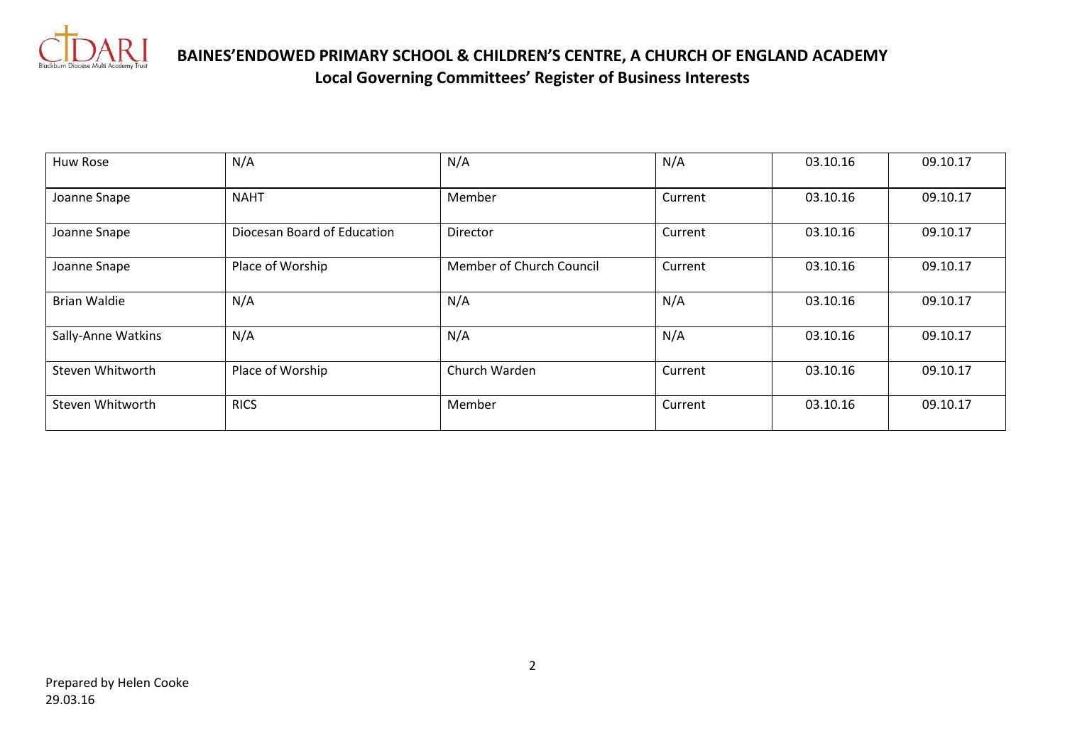# BAINES'ENDOWED PRIMARY SCHOOL & CHILDREN'S CENTRE, A CHURCH OF ENGLAND ACADEMY

## Local Governing Committees' Register of Business Interests

| | | | | | |
|---|---|---|---|---|---|
| Huw Rose | N/A | N/A | N/A | 03.10.16 | 09.10.17 |
| Joanne Snape | NAHT | Member | Current | 03.10.16 | 09.10.17 |
| Joanne Snape | Diocesan Board of Education | Director | Current | 03.10.16 | 09.10.17 |
| Joanne Snape | Place of Worship | Member of Church Council | Current | 03.10.16 | 09.10.17 |
| Brian Waldie | N/A | N/A | N/A | 03.10.16 | 09.10.17 |
| Sally-Anne Watkins | N/A | N/A | N/A | 03.10.16 | 09.10.17 |
| Steven Whitworth | Place of Worship | Church Warden | Current | 03.10.16 | 09.10.17 |
| Steven Whitworth | RICS | Member | Current | 03.10.16 | 09.10.17 |

Prepared by Helen Cooke
29.03.16